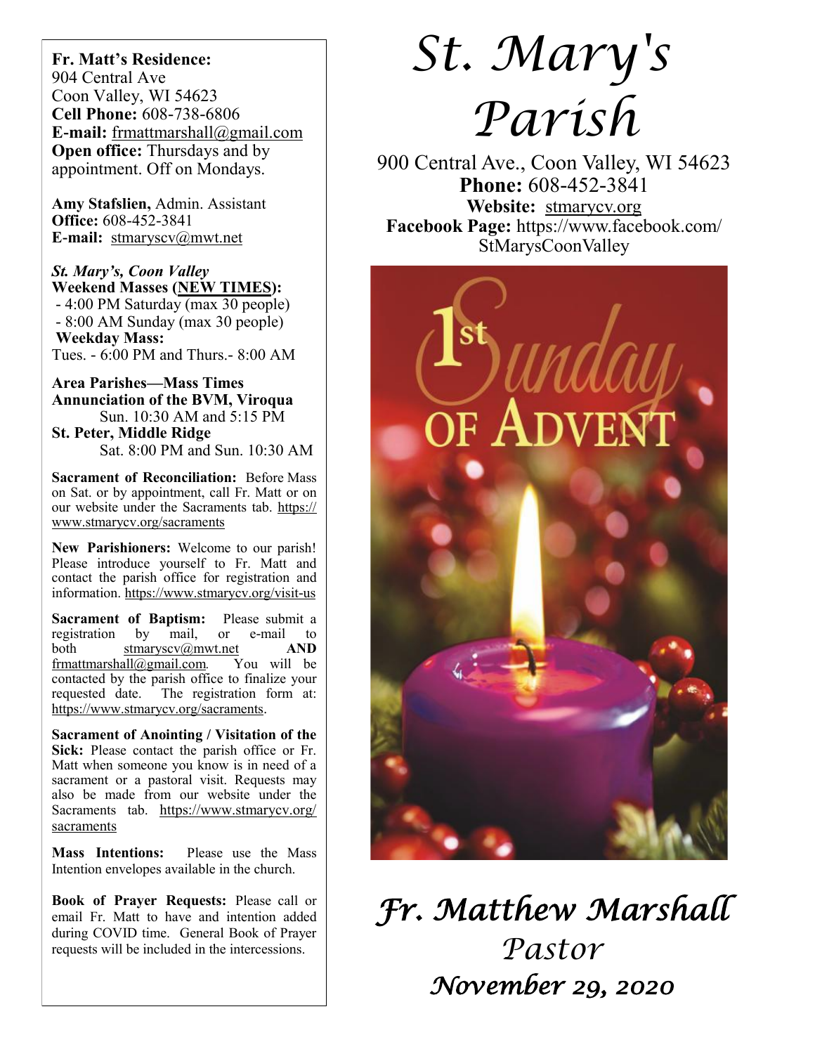# St. Mary's Parish

900 Central Ave., Coon Valley, WI 54623
**Phone:** 608-452-3841
**Website:** stmarycv.org
**Facebook Page:** https://www.facebook.com/StMarysCoonValley

*Fr. Matthew Marshall*
*Pastor*
*November 29, 2020*

**Fr. Matt's Residence:**
904 Central Ave
Coon Valley, WI 54623
**Cell Phone:** 608-738-6806
**E-mail:** frmattmarshall@gmail.com
**Open office:** Thursdays and by appointment. Off on Mondays.

**Amy Stafslien,** Admin. Assistant
**Office:** 608-452-3841
**E-mail:** stmaryscv@mwt.net

***St. Mary's, Coon Valley***
**Weekend Masses (NEW TIMES):**
- 4:00 PM Saturday (max 30 people)
- 8:00 AM Sunday (max 30 people)

**Weekday Mass:**
Tues. - 6:00 PM and Thurs.- 8:00 AM

**Area Parishes—Mass Times**
**Annunciation of the BVM, Viroqua**
Sun. 10:30 AM and 5:15 PM
**St. Peter, Middle Ridge**
Sat. 8:00 PM and Sun. 10:30 AM

**Sacrament of Reconciliation:** Before Mass on Sat. or by appointment, call Fr. Matt or on our website under the Sacraments tab. https://www.stmarycv.org/sacraments

**New Parishioners:** Welcome to our parish! Please introduce yourself to Fr. Matt and contact the parish office for registration and information. https://www.stmarycv.org/visit-us

**Sacrament of Baptism:** Please submit a registration by mail, or e-mail to both stmaryscv@mwt.net **AND** frmattmarshall@gmail.com. You will be contacted by the parish office to finalize your requested date. The registration form at: https://www.stmarycv.org/sacraments.

**Sacrament of Anointing / Visitation of the Sick:** Please contact the parish office or Fr. Matt when someone you know is in need of a sacrament or a pastoral visit. Requests may also be made from our website under the Sacraments tab. https://www.stmarycv.org/sacraments

**Mass Intentions:** Please use the Mass Intention envelopes available in the church.

**Book of Prayer Requests:** Please call or email Fr. Matt to have and intention added during COVID time. General Book of Prayer requests will be included in the intercessions.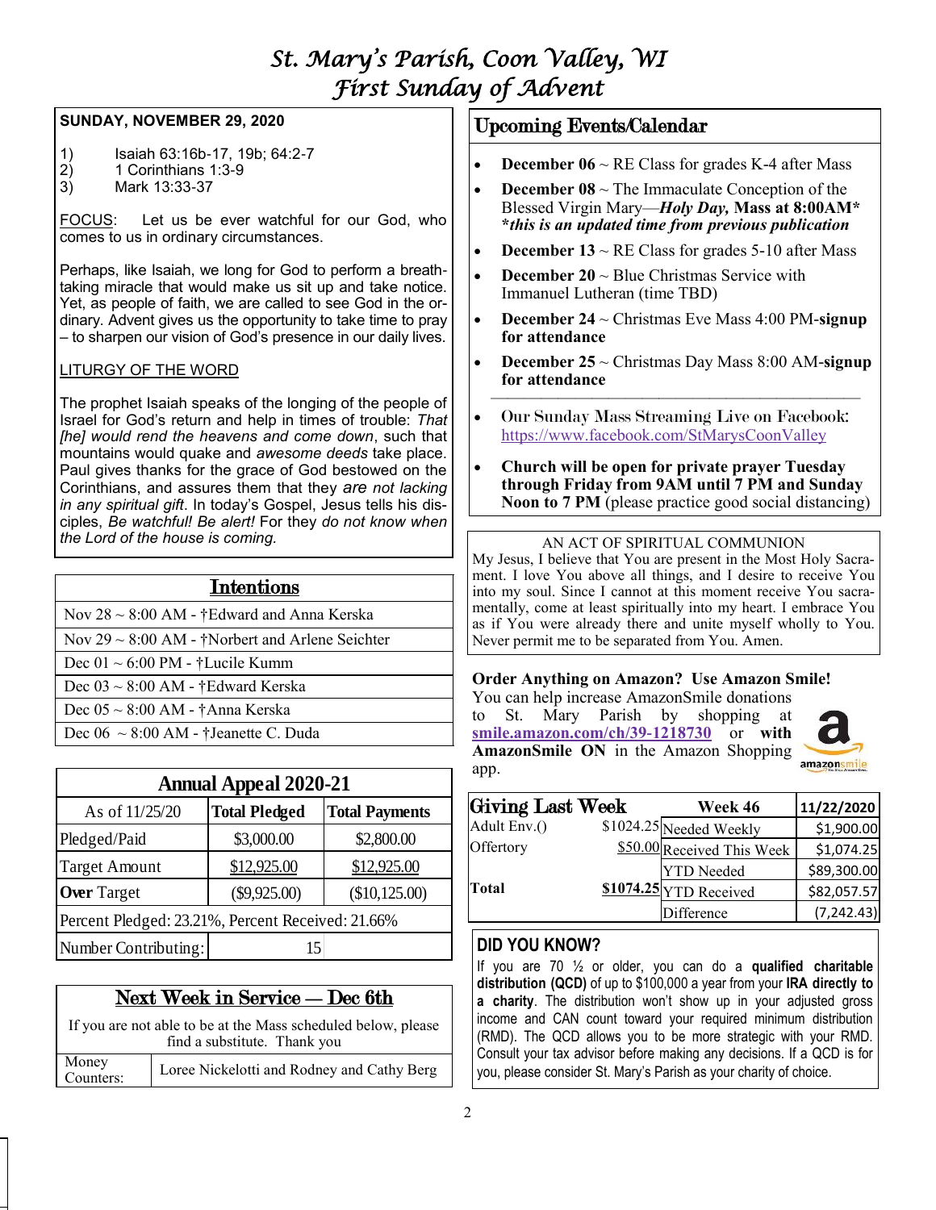# St. Mary's Parish, Coon Valley, WI
## First Sunday of Advent

**SUNDAY, NOVEMBER 29, 2020**

1) Isaiah 63:16b-17, 19b; 64:2-7
2) 1 Corinthians 1:3-9
3) Mark 13:33-37

FOCUS: Let us be ever watchful for our God, who comes to us in ordinary circumstances.

Perhaps, like Isaiah, we long for God to perform a breath-taking miracle that would make us sit up and take notice. Yet, as people of faith, we are called to see God in the ordinary. Advent gives us the opportunity to take time to pray – to sharpen our vision of God's presence in our daily lives.

LITURGY OF THE WORD

The prophet Isaiah speaks of the longing of the people of Israel for God's return and help in times of trouble: *That [he] would rend the heavens and come down*, such that mountains would quake and *awesome deeds* take place. Paul gives thanks for the grace of God bestowed on the Corinthians, and assures them that they *are not lacking in any spiritual gift*. In today's Gospel, Jesus tells his disciples, *Be watchful! Be alert!* For they *do not know when the Lord of the house is coming.*

### Intentions

| |
|---|
| Nov 28 ~ 8:00 AM - †Edward and Anna Kerska |
| Nov 29 ~ 8:00 AM - †Norbert and Arlene Seichter |
| Dec 01 ~ 6:00 PM - †Lucile Kumm |
| Dec 03 ~ 8:00 AM - †Edward Kerska |
| Dec 05 ~ 8:00 AM - †Anna Kerska |
| Dec 06 ~ 8:00 AM - †Jeanette C. Duda |

### Annual Appeal 2020-21

| As of 11/25/20 | Total Pledged | Total Payments |
|---|---|---|
| Pledged/Paid | $3,000.00 | $2,800.00 |
| Target Amount | $12,925.00 | $12,925.00 |
| **Over** Target | ($9,925.00) | ($10,125.00) |
| Percent Pledged: 23.21%, Percent Received: 21.66% | | |
| Number Contributing: | 15 | |

### Next Week in Service — Dec 6th

If you are not able to be at the Mass scheduled below, please find a substitute. Thank you

| Money Counters: | Loree Nickelotti and Rodney and Cathy Berg |
|---|---|

### Upcoming Events/Calendar

- **December 06** ~ RE Class for grades K-4 after Mass
- **December 08** ~ The Immaculate Conception of the Blessed Virgin Mary—***Holy Day,*** **Mass at 8:00AM\***
  ***\*this is an updated time from previous publication***
- **December 13** ~ RE Class for grades 5-10 after Mass
- **December 20** ~ Blue Christmas Service with Immanuel Lutheran (time TBD)
- **December 24** ~ Christmas Eve Mass 4:00 PM-**signup for attendance**
- **December 25** ~ Christmas Day Mass 8:00 AM-**signup for attendance**

---

- Our Sunday Mass Streaming Live on Facebook: https://www.facebook.com/StMarysCoonValley
- **Church will be open for private prayer Tuesday through Friday from 9AM until 7 PM and Sunday Noon to 7 PM** (please practice good social distancing)

AN ACT OF SPIRITUAL COMMUNION

My Jesus, I believe that You are present in the Most Holy Sacrament. I love You above all things, and I desire to receive You into my soul. Since I cannot at this moment receive You sacramentally, come at least spiritually into my heart. I embrace You as if You were already there and unite myself wholly to You. Never permit me to be separated from You. Amen.

**Order Anything on Amazon? Use Amazon Smile!**

You can help increase AmazonSmile donations to St. Mary Parish by shopping at **smile.amazon.com/ch/39-1218730** or **with AmazonSmile ON** in the Amazon Shopping app.

### Giving Last Week

| | | Week 46 | 11/22/2020 |
|---|---|---|---|
| Adult Env.() | $1024.25 | Needed Weekly | $1,900.00 |
| Offertory | $50.00 | Received This Week | $1,074.25 |
| | | YTD Needed | $89,300.00 |
| **Total** | **$1074.25** | YTD Received | $82,057.57 |
| | | Difference | (7,242.43) |

### DID YOU KNOW?

If you are 70 ½ or older, you can do a **qualified charitable distribution (QCD)** of up to $100,000 a year from your **IRA directly to a charity**. The distribution won't show up in your adjusted gross income and CAN count toward your required minimum distribution (RMD). The QCD allows you to be more strategic with your RMD. Consult your tax advisor before making any decisions. If a QCD is for you, please consider St. Mary's Parish as your charity of choice.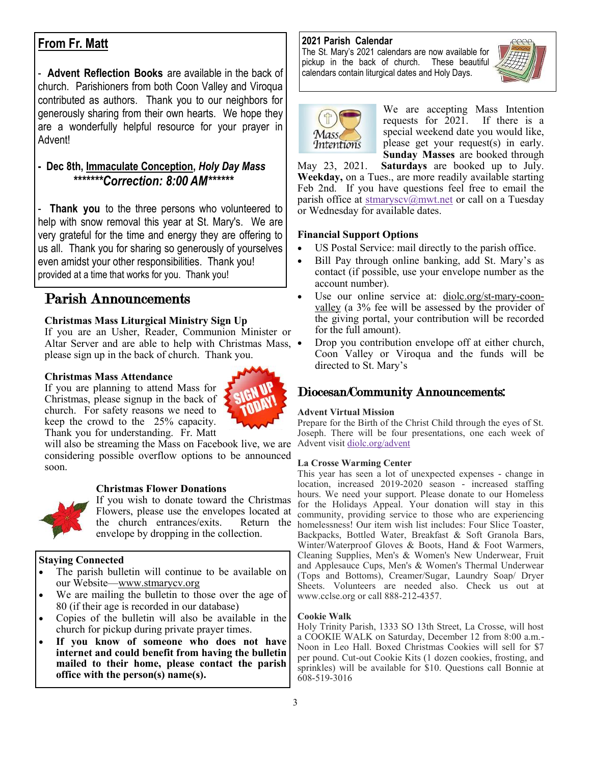## From Fr. Matt

- **Advent Reflection Books** are available in the back of church. Parishioners from both Coon Valley and Viroqua contributed as authors. Thank you to our neighbors for generously sharing from their own hearts. We hope they are a wonderfully helpful resource for your prayer in Advent!

- **Dec 8th, Immaculate Conception, *Holy Day Mass***
  ***\*\*\*\*\*\*\*Correction: 8:00 AM\*\*\*\*\*\****

- **Thank you** to the three persons who volunteered to help with snow removal this year at St. Mary's. We are very grateful for the time and energy they are offering to us all. Thank you for sharing so generously of yourselves even amidst your other responsibilities. Thank you! provided at a time that works for you. Thank you!

# Parish Announcements

### Christmas Mass Liturgical Ministry Sign Up

If you are an Usher, Reader, Communion Minister or Altar Server and are able to help with Christmas Mass, please sign up in the back of church. Thank you.

### Christmas Mass Attendance

If you are planning to attend Mass for Christmas, please signup in the back of church. For safety reasons we need to keep the crowd to the 25% capacity. Thank you for understanding. Fr. Matt will also be streaming the Mass on Facebook live, we are considering possible overflow options to be announced soon.

SIGN UP TODAY!

### Christmas Flower Donations

If you wish to donate toward the Christmas Flowers, please use the envelopes located at the church entrances/exits. Return the envelope by dropping in the collection.

### Staying Connected

- The parish bulletin will continue to be available on our Website—www.stmarycv.org
- We are mailing the bulletin to those over the age of 80 (if their age is recorded in our database)
- Copies of the bulletin will also be available in the church for pickup during private prayer times.
- **If you know of someone who does not have internet and could benefit from having the bulletin mailed to their home, please contact the parish office with the person(s) name(s).**

### 2021 Parish Calendar

The St. Mary's 2021 calendars are now available for pickup in the back of church. These beautiful calendars contain liturgical dates and Holy Days.

### Mass Intentions

We are accepting Mass Intention requests for 2021. If there is a special weekend date you would like, please get your request(s) in early. **Sunday Masses** are booked through May 23, 2021. **Saturdays** are booked up to July. **Weekday,** on a Tues., are more readily available starting Feb 2nd. If you have questions feel free to email the parish office at stmaryscv@mwt.net or call on a Tuesday or Wednesday for available dates.

### Financial Support Options

- US Postal Service: mail directly to the parish office.
- Bill Pay through online banking, add St. Mary's as contact (if possible, use your envelope number as the account number).
- Use our online service at: diolc.org/st-mary-coon-valley (a 3% fee will be assessed by the provider of the giving portal, your contribution will be recorded for the full amount).
- Drop you contribution envelope off at either church, Coon Valley or Viroqua and the funds will be directed to St. Mary's

# Diocesan/Community Announcements:

### Advent Virtual Mission

Prepare for the Birth of the Christ Child through the eyes of St. Joseph. There will be four presentations, one each week of Advent visit diolc.org/advent

### La Crosse Warming Center

This year has seen a lot of unexpected expenses - change in location, increased 2019-2020 season - increased staffing hours. We need your support. Please donate to our Homeless for the Holidays Appeal. Your donation will stay in this community, providing service to those who are experiencing homelessness! Our item wish list includes: Four Slice Toaster, Backpacks, Bottled Water, Breakfast & Soft Granola Bars, Winter/Waterproof Gloves & Boots, Hand & Foot Warmers, Cleaning Supplies, Men's & Women's New Underwear, Fruit and Applesauce Cups, Men's & Women's Thermal Underwear (Tops and Bottoms), Creamer/Sugar, Laundry Soap/ Dryer Sheets. Volunteers are needed also. Check us out at www.cclse.org or call 888-212-4357.

### Cookie Walk

Holy Trinity Parish, 1333 SO 13th Street, La Crosse, will host a COOKIE WALK on Saturday, December 12 from 8:00 a.m.-Noon in Leo Hall. Boxed Christmas Cookies will sell for $7 per pound. Cut-out Cookie Kits (1 dozen cookies, frosting, and sprinkles) will be available for $10. Questions call Bonnie at 608-519-3016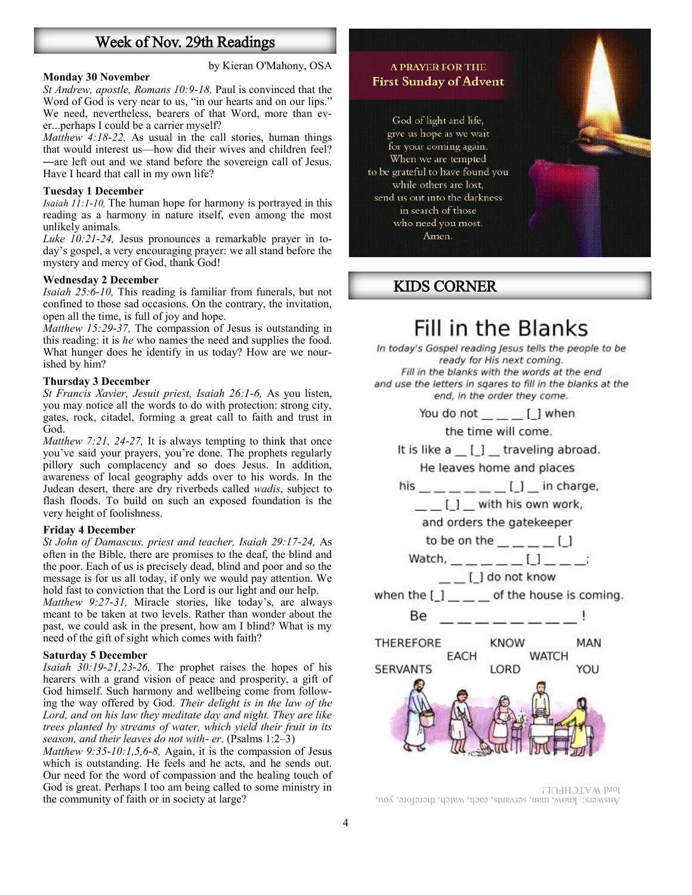## Week of Nov. 29th Readings

by Kieran O'Mahony, OSA

**Monday 30 November**

*St Andrew, apostle, Romans 10:9-18,* Paul is convinced that the Word of God is very near to us, "in our hearts and on our lips." We need, nevertheless, bearers of that Word, more than ever...perhaps I could be a carrier myself?

*Matthew 4:18-22,* As usual in the call stories, human things that would interest us—how did their wives and children feel?—are left out and we stand before the sovereign call of Jesus. Have I heard that call in my own life?

**Tuesday 1 December**

*Isaiah 11:1-10,* The human hope for harmony is portrayed in this reading as a harmony in nature itself, even among the most unlikely animals.

*Luke 10:21-24,* Jesus pronounces a remarkable prayer in today's gospel, a very encouraging prayer: we all stand before the mystery and mercy of God, thank God!

**Wednesday 2 December**

*Isaiah 25:6-10,* This reading is familiar from funerals, but not confined to those sad occasions. On the contrary, the invitation, open all the time, is full of joy and hope.

*Matthew 15:29-37,* The compassion of Jesus is outstanding in this reading: it is *he* who names the need and supplies the food. What hunger does he identify in us today? How are we nourished by him?

**Thursday 3 December**

*St Francis Xavier, Jesuit priest, Isaiah 26:1-6,* As you listen, you may notice all the words to do with protection: strong city, gates, rock, citadel, forming a great call to faith and trust in God.

*Matthew 7:21, 24-27,* It is always tempting to think that once you've said your prayers, you're done. The prophets regularly pillory such complacency and so does Jesus. In addition, awareness of local geography adds over to his words. In the Judean desert, there are dry riverbeds called *wadis*, subject to flash floods. To build on such an exposed foundation is the very height of foolishness.

**Friday 4 December**

*St John of Damascus. priest and teacher, Isaiah 29:17-24,* As often in the Bible, there are promises to the deaf, the blind and the poor. Each of us is precisely dead, blind and poor and so the message is for us all today, if only we would pay attention. We hold fast to conviction that the Lord is our light and our help.

*Matthew 9:27-31,* Miracle stories, like today's, are always meant to be taken at two levels. Rather than wonder about the past, we could ask in the present, how am I blind? What is my need of the gift of sight which comes with faith?

**Saturday 5 December**

*Isaiah 30:19-21,23-26,* The prophet raises the hopes of his hearers with a grand vision of peace and prosperity, a gift of God himself. Such harmony and wellbeing come from following the way offered by God. *Their delight is in the law of the Lord, and on his law they meditate day and night. They are like trees planted by streams of water, which yield their fruit in its season, and their leaves do not with- er*. (Psalms 1:2–3)

*Matthew 9:35-10:1,5,6-8,* Again, it is the compassion of Jesus which is outstanding. He feels and he acts, and he sends out. Our need for the word of compassion and the healing touch of God is great. Perhaps I too am being called to some ministry in the community of faith or in society at large?

**A PRAYER FOR THE First Sunday of Advent**

God of light and life,
give us hope as we wait
for your coming again.
When we are tempted
to be grateful to have found you
while others are lost,
send us out into the darkness
in search of those
who need you most.
Amen.

## KIDS CORNER

# Fill in the Blanks

*In today's Gospel reading Jesus tells the people to be ready for His next coming. Fill in the blanks with the words at the end and use the letters in sqares to fill in the blanks at the end, in the order they come.*

You do not _ _ _ [_] when the time will come.
It is like a _ [_] _ traveling abroad.
He leaves home and places his _ _ _ _ _ _ [_] _ in charge,
_ _ [_] _ with his own work,
and orders the gatekeeper to be on the _ _ _ _ [_]
Watch, _ _ _ _ _ [_] _ _ _;
_ _ [_] do not know when the [_] _ _ _ of the house is coming.
Be _ _ _ _ _ _ _ _ !

THEREFORE EACH KNOW WATCH MAN SERVANTS LORD YOU

Answers: know, man, servants, each, watch, therefore, you, lord WATCHFUL!